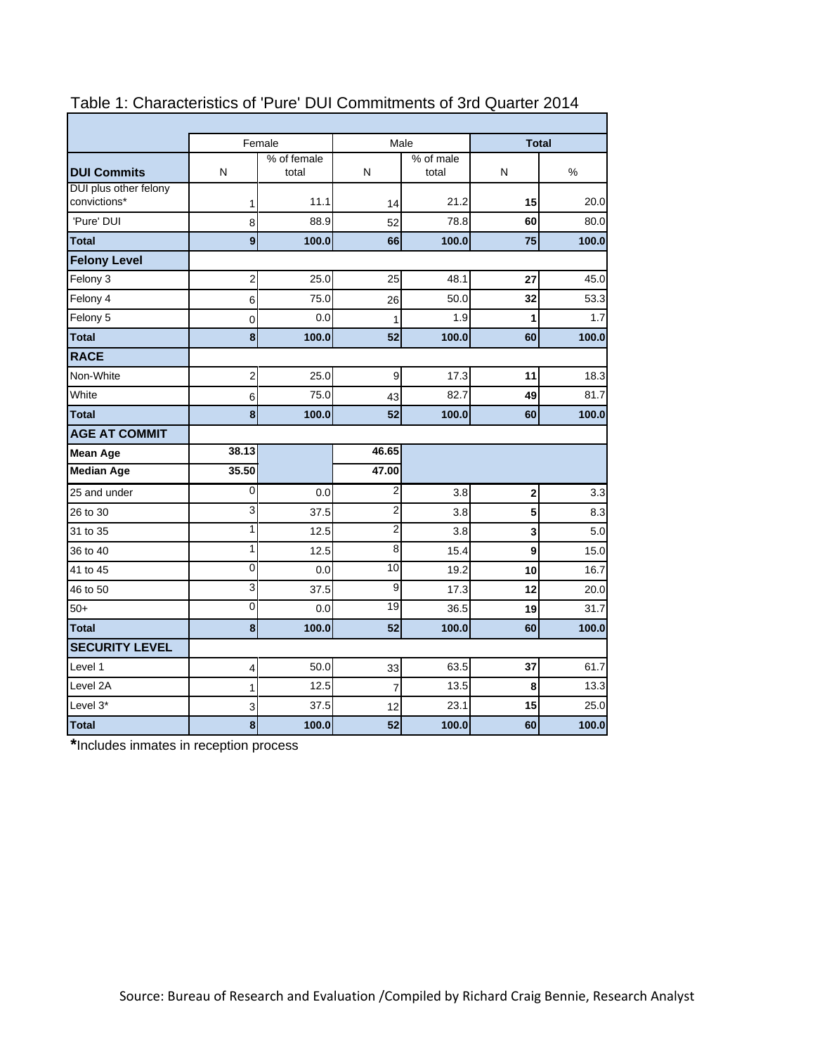# Table 1: Characteristics of 'Pure' DUI Commitments of 3rd Quarter 2014

| | Female | | Male | | Total | |
|---|---|---|---|---|---|---|
| **DUI Commits** | N | % of female total | N | % of male total | N | % |
| DUI plus other felony convictions* | 1 | 11.1 | 14 | 21.2 | **15** | 20.0 |
| 'Pure' DUI | 8 | 88.9 | 52 | 78.8 | **60** | 80.0 |
| **Total** | **9** | **100.0** | **66** | **100.0** | **75** | **100.0** |
| **Felony Level** | | | | | | |
| Felony 3 | 2 | 25.0 | 25 | 48.1 | **27** | 45.0 |
| Felony 4 | 6 | 75.0 | 26 | 50.0 | **32** | 53.3 |
| Felony 5 | 0 | 0.0 | 1 | 1.9 | **1** | 1.7 |
| **Total** | **8** | **100.0** | **52** | **100.0** | **60** | **100.0** |
| **RACE** | | | | | | |
| Non-White | 2 | 25.0 | 9 | 17.3 | **11** | 18.3 |
| White | 6 | 75.0 | 43 | 82.7 | **49** | 81.7 |
| **Total** | **8** | **100.0** | **52** | **100.0** | **60** | **100.0** |
| **AGE AT COMMIT** | | | | | | |
| **Mean Age** | **38.13** | | **46.65** | | | |
| **Median Age** | **35.50** | | **47.00** | | | |
| 25 and under | 0 | 0.0 | 2 | 3.8 | **2** | 3.3 |
| 26 to 30 | 3 | 37.5 | 2 | 3.8 | **5** | 8.3 |
| 31 to 35 | 1 | 12.5 | 2 | 3.8 | **3** | 5.0 |
| 36 to 40 | 1 | 12.5 | 8 | 15.4 | **9** | 15.0 |
| 41 to 45 | 0 | 0.0 | 10 | 19.2 | **10** | 16.7 |
| 46 to 50 | 3 | 37.5 | 9 | 17.3 | **12** | 20.0 |
| 50+ | 0 | 0.0 | 19 | 36.5 | **19** | 31.7 |
| **Total** | **8** | **100.0** | **52** | **100.0** | **60** | **100.0** |
| **SECURITY LEVEL** | | | | | | |
| Level 1 | 4 | 50.0 | 33 | 63.5 | **37** | 61.7 |
| Level 2A | 1 | 12.5 | 7 | 13.5 | **8** | 13.3 |
| Level 3* | 3 | 37.5 | 12 | 23.1 | **15** | 25.0 |
| **Total** | **8** | **100.0** | **52** | **100.0** | **60** | **100.0** |

**\***Includes inmates in reception process

Source: Bureau of Research and Evaluation /Compiled by Richard Craig Bennie, Research Analyst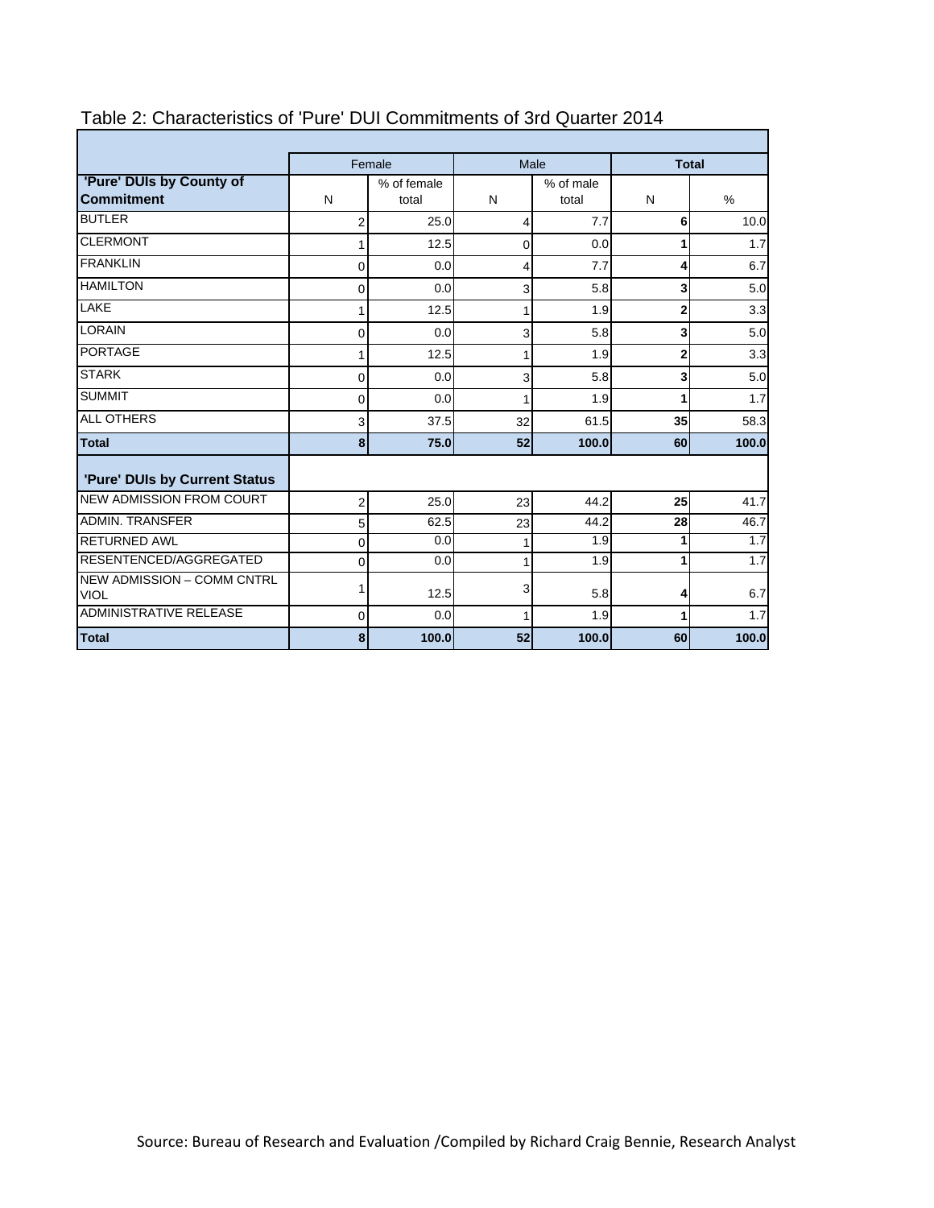Table 2: Characteristics of 'Pure' DUI Commitments of 3rd Quarter 2014

| | Female | | Male | | **Total** | |
|---|---|---|---|---|---|---|
| **'Pure' DUIs by County of Commitment** | N | % of female total | N | % of male total | N | % |
| BUTLER | 2 | 25.0 | 4 | 7.7 | **6** | 10.0 |
| CLERMONT | 1 | 12.5 | 0 | 0.0 | **1** | 1.7 |
| FRANKLIN | 0 | 0.0 | 4 | 7.7 | **4** | 6.7 |
| HAMILTON | 0 | 0.0 | 3 | 5.8 | **3** | 5.0 |
| LAKE | 1 | 12.5 | 1 | 1.9 | **2** | 3.3 |
| LORAIN | 0 | 0.0 | 3 | 5.8 | **3** | 5.0 |
| PORTAGE | 1 | 12.5 | 1 | 1.9 | **2** | 3.3 |
| STARK | 0 | 0.0 | 3 | 5.8 | **3** | 5.0 |
| SUMMIT | 0 | 0.0 | 1 | 1.9 | **1** | 1.7 |
| ALL OTHERS | 3 | 37.5 | 32 | 61.5 | **35** | 58.3 |
| **Total** | **8** | **75.0** | **52** | **100.0** | **60** | **100.0** |
| **'Pure' DUIs by Current Status** | | | | | | |
| NEW ADMISSION FROM COURT | 2 | 25.0 | 23 | 44.2 | **25** | 41.7 |
| ADMIN. TRANSFER | 5 | 62.5 | 23 | 44.2 | **28** | 46.7 |
| RETURNED AWL | 0 | 0.0 | 1 | 1.9 | **1** | 1.7 |
| RESENTENCED/AGGREGATED | 0 | 0.0 | 1 | 1.9 | **1** | 1.7 |
| NEW ADMISSION – COMM CNTRL VIOL | 1 | 12.5 | 3 | 5.8 | **4** | 6.7 |
| ADMINISTRATIVE RELEASE | 0 | 0.0 | 1 | 1.9 | **1** | 1.7 |
| **Total** | **8** | **100.0** | **52** | **100.0** | **60** | **100.0** |

Source: Bureau of Research and Evaluation /Compiled by Richard Craig Bennie, Research Analyst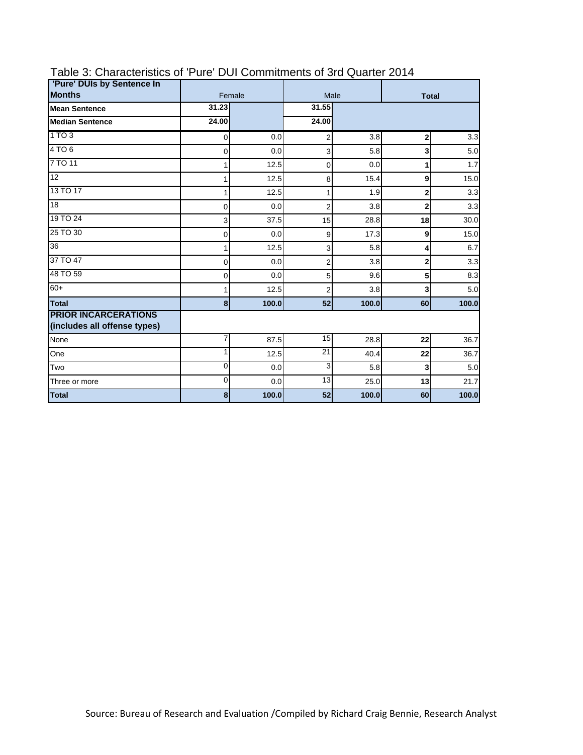Table 3: Characteristics of 'Pure' DUI Commitments of 3rd Quarter 2014

| 'Pure' DUIs by Sentence In Months | Female | | Male | | Total | |
|---|---|---|---|---|---|---|
| **Mean Sentence** | **31.23** | | **31.55** | | | |
| **Median Sentence** | **24.00** | | **24.00** | | | |
| 1 TO 3 | 0 | 0.0 | 2 | 3.8 | **2** | 3.3 |
| 4 TO 6 | 0 | 0.0 | 3 | 5.8 | **3** | 5.0 |
| 7 TO 11 | 1 | 12.5 | 0 | 0.0 | **1** | 1.7 |
| 12 | 1 | 12.5 | 8 | 15.4 | **9** | 15.0 |
| 13 TO 17 | 1 | 12.5 | 1 | 1.9 | **2** | 3.3 |
| 18 | 0 | 0.0 | 2 | 3.8 | **2** | 3.3 |
| 19 TO 24 | 3 | 37.5 | 15 | 28.8 | **18** | 30.0 |
| 25 TO 30 | 0 | 0.0 | 9 | 17.3 | **9** | 15.0 |
| 36 | 1 | 12.5 | 3 | 5.8 | **4** | 6.7 |
| 37 TO 47 | 0 | 0.0 | 2 | 3.8 | **2** | 3.3 |
| 48 TO 59 | 0 | 0.0 | 5 | 9.6 | **5** | 8.3 |
| 60+ | 1 | 12.5 | 2 | 3.8 | **3** | 5.0 |
| **Total** | **8** | **100.0** | **52** | **100.0** | **60** | **100.0** |
| **PRIOR INCARCERATIONS (includes all offense types)** | | | | | | |
| None | 7 | 87.5 | 15 | 28.8 | **22** | 36.7 |
| One | 1 | 12.5 | 21 | 40.4 | **22** | 36.7 |
| Two | 0 | 0.0 | 3 | 5.8 | **3** | 5.0 |
| Three or more | 0 | 0.0 | 13 | 25.0 | **13** | 21.7 |
| **Total** | **8** | **100.0** | **52** | **100.0** | **60** | **100.0** |

Source: Bureau of Research and Evaluation /Compiled by Richard Craig Bennie, Research Analyst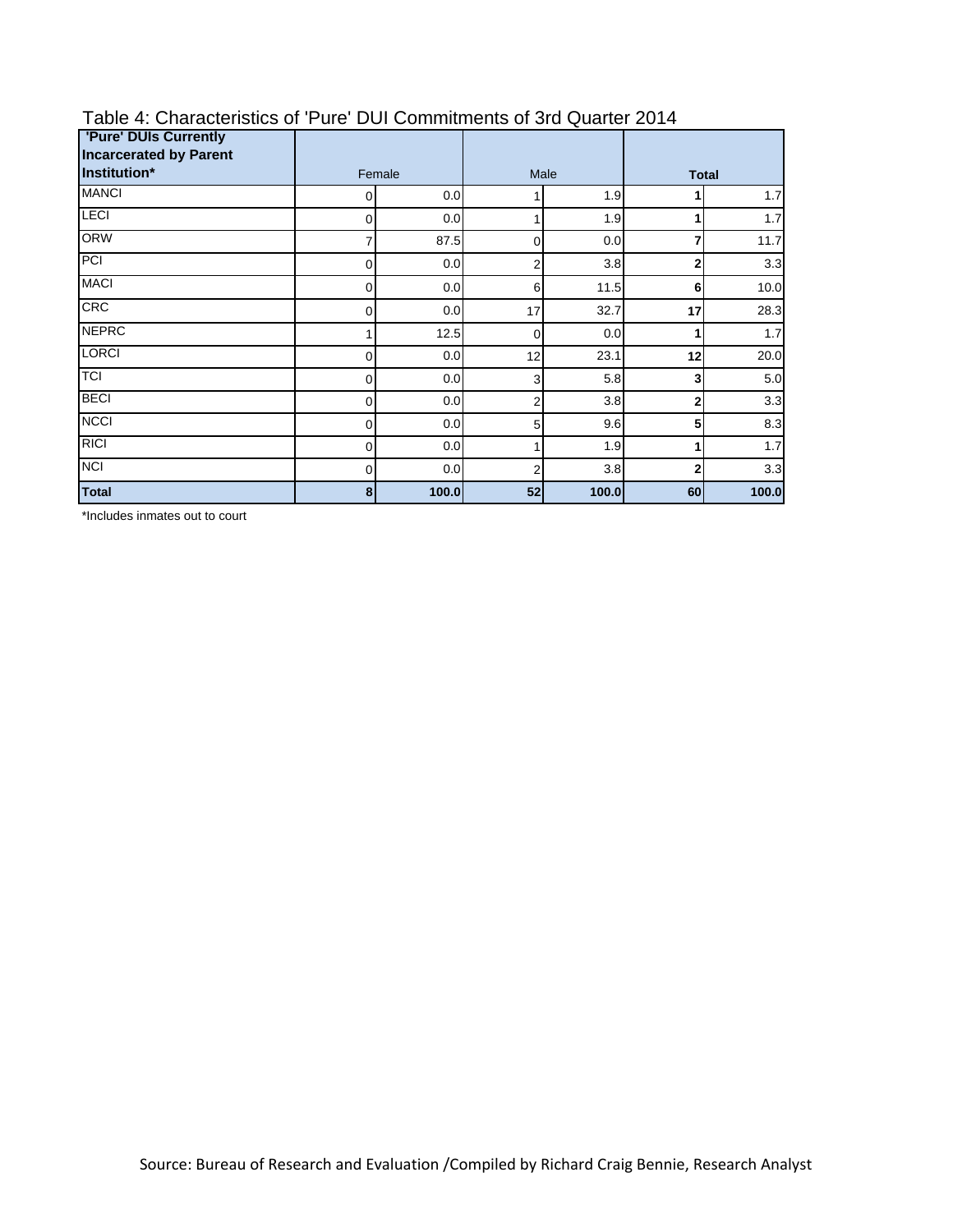## Table 4: Characteristics of 'Pure' DUI Commitments of 3rd Quarter 2014

| 'Pure' DUIs Currently Incarcerated by Parent Institution* | Female | | Male | | Total | |
|---|---|---|---|---|---|---|
| MANCI | 0 | 0.0 | 1 | 1.9 | **1** | 1.7 |
| LECI | 0 | 0.0 | 1 | 1.9 | **1** | 1.7 |
| ORW | 7 | 87.5 | 0 | 0.0 | **7** | 11.7 |
| PCI | 0 | 0.0 | 2 | 3.8 | **2** | 3.3 |
| MACI | 0 | 0.0 | 6 | 11.5 | **6** | 10.0 |
| CRC | 0 | 0.0 | 17 | 32.7 | **17** | 28.3 |
| NEPRC | 1 | 12.5 | 0 | 0.0 | **1** | 1.7 |
| LORCI | 0 | 0.0 | 12 | 23.1 | **12** | 20.0 |
| TCI | 0 | 0.0 | 3 | 5.8 | **3** | 5.0 |
| BECI | 0 | 0.0 | 2 | 3.8 | **2** | 3.3 |
| NCCI | 0 | 0.0 | 5 | 9.6 | **5** | 8.3 |
| RICI | 0 | 0.0 | 1 | 1.9 | **1** | 1.7 |
| NCI | 0 | 0.0 | 2 | 3.8 | **2** | 3.3 |
| **Total** | **8** | **100.0** | **52** | **100.0** | **60** | **100.0** |

*Includes inmates out to court

Source: Bureau of Research and Evaluation /Compiled by Richard Craig Bennie, Research Analyst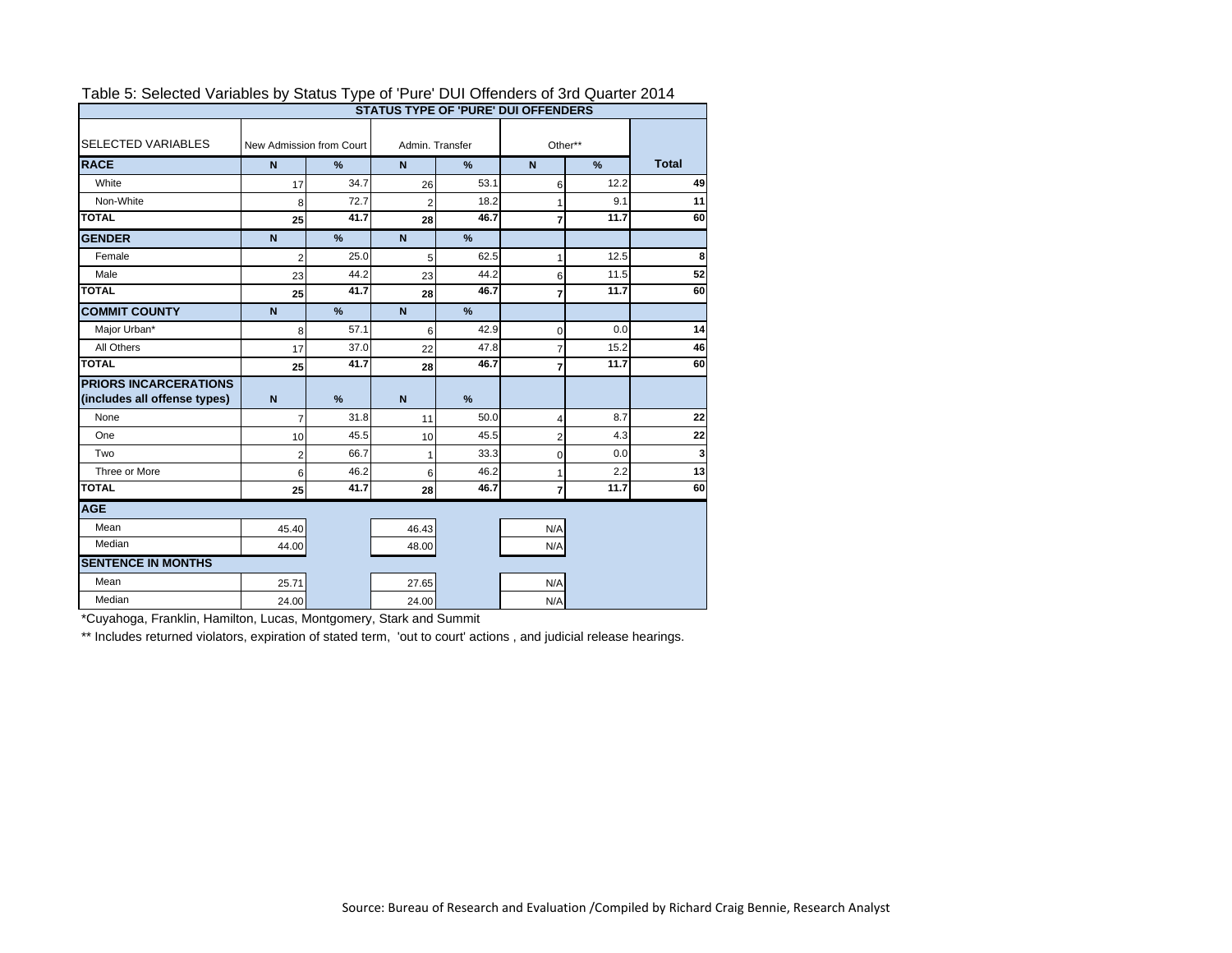Table 5: Selected Variables by Status Type of 'Pure' DUI Offenders of 3rd Quarter 2014

| | STATUS TYPE OF 'PURE' DUI OFFENDERS | | | | | | |
|---|---|---|---|---|---|---|---|
| SELECTED VARIABLES | New Admission from Court | | Admin. Transfer | | Other** | | |
| **RACE** | **N** | **%** | **N** | **%** | **N** | **%** | **Total** |
| White | 17 | 34.7 | 26 | 53.1 | 6 | 12.2 | **49** |
| Non-White | 8 | 72.7 | 2 | 18.2 | 1 | 9.1 | **11** |
| **TOTAL** | **25** | **41.7** | **28** | **46.7** | **7** | **11.7** | **60** |
| **GENDER** | **N** | **%** | **N** | **%** | | | |
| Female | 2 | 25.0 | 5 | 62.5 | 1 | 12.5 | **8** |
| Male | 23 | 44.2 | 23 | 44.2 | 6 | 11.5 | **52** |
| **TOTAL** | **25** | **41.7** | **28** | **46.7** | **7** | **11.7** | **60** |
| **COMMIT COUNTY** | **N** | **%** | **N** | **%** | | | |
| Major Urban* | 8 | 57.1 | 6 | 42.9 | 0 | 0.0 | **14** |
| All Others | 17 | 37.0 | 22 | 47.8 | 7 | 15.2 | **46** |
| **TOTAL** | **25** | **41.7** | **28** | **46.7** | **7** | **11.7** | **60** |
| **PRIORS INCARCERATIONS (includes all offense types)** | **N** | **%** | **N** | **%** | | | |
| None | 7 | 31.8 | 11 | 50.0 | 4 | 8.7 | **22** |
| One | 10 | 45.5 | 10 | 45.5 | 2 | 4.3 | **22** |
| Two | 2 | 66.7 | 1 | 33.3 | 0 | 0.0 | **3** |
| Three or More | 6 | 46.2 | 6 | 46.2 | 1 | 2.2 | **13** |
| **TOTAL** | **25** | **41.7** | **28** | **46.7** | **7** | **11.7** | **60** |
| **AGE** | | | | | | | |
| Mean | 45.40 | | 46.43 | | N/A | | |
| Median | 44.00 | | 48.00 | | N/A | | |
| **SENTENCE IN MONTHS** | | | | | | | |
| Mean | 25.71 | | 27.65 | | N/A | | |
| Median | 24.00 | | 24.00 | | N/A | | |

*Cuyahoga, Franklin, Hamilton, Lucas, Montgomery, Stark and Summit

** Includes returned violators, expiration of stated term, 'out to court' actions , and judicial release hearings.

Source: Bureau of Research and Evaluation /Compiled by Richard Craig Bennie, Research Analyst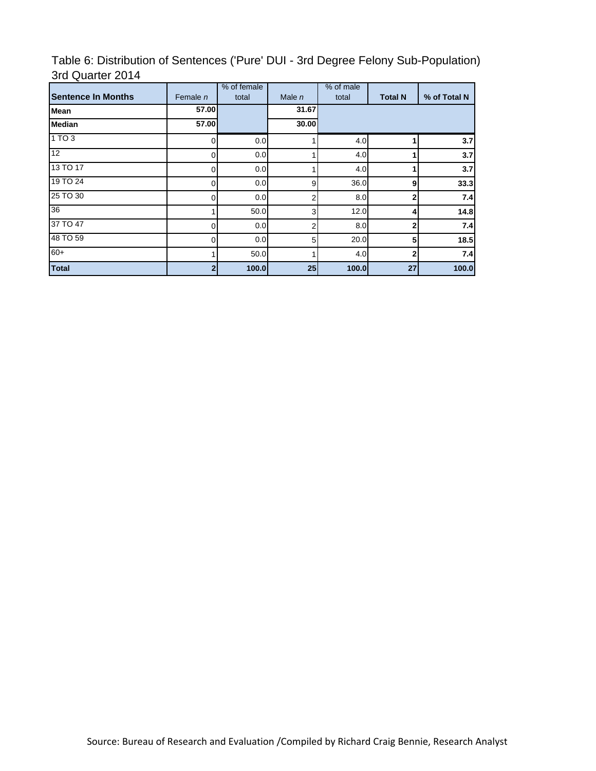Table 6: Distribution of Sentences ('Pure' DUI - 3rd Degree Felony Sub-Population) 3rd Quarter 2014

| **Sentence In Months** | Female *n* | % of female total | Male *n* | % of male total | **Total N** | **% of Total N** |
|---|---|---|---|---|---|---|
| **Mean** | **57.00** | | **31.67** | | | |
| **Median** | **57.00** | | **30.00** | | | |
| 1 TO 3 | 0 | 0.0 | 1 | 4.0 | **1** | **3.7** |
| 12 | 0 | 0.0 | 1 | 4.0 | **1** | **3.7** |
| 13 TO 17 | 0 | 0.0 | 1 | 4.0 | **1** | **3.7** |
| 19 TO 24 | 0 | 0.0 | 9 | 36.0 | **9** | **33.3** |
| 25 TO 30 | 0 | 0.0 | 2 | 8.0 | **2** | **7.4** |
| 36 | 1 | 50.0 | 3 | 12.0 | **4** | **14.8** |
| 37 TO 47 | 0 | 0.0 | 2 | 8.0 | **2** | **7.4** |
| 48 TO 59 | 0 | 0.0 | 5 | 20.0 | **5** | **18.5** |
| 60+ | 1 | 50.0 | 1 | 4.0 | **2** | **7.4** |
| **Total** | **2** | **100.0** | **25** | **100.0** | **27** | **100.0** |

Source: Bureau of Research and Evaluation /Compiled by Richard Craig Bennie, Research Analyst